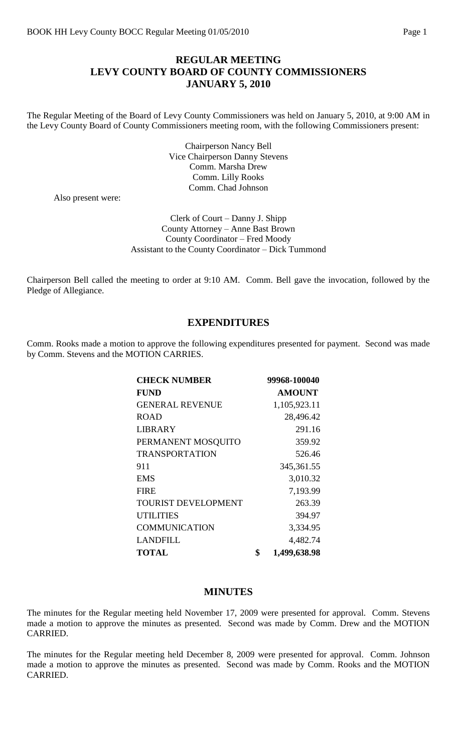## REGULAR MEETING
## LEVY COUNTY BOARD OF COUNTY COMMISSIONERS
## JANUARY 5, 2010

The Regular Meeting of the Board of Levy County Commissioners was held on January 5, 2010, at 9:00 AM in the Levy County Board of County Commissioners meeting room, with the following Commissioners present:

Chairperson Nancy Bell
Vice Chairperson Danny Stevens
Comm. Marsha Drew
Comm. Lilly Rooks
Comm. Chad Johnson

Also present were:

Clerk of Court – Danny J. Shipp
County Attorney – Anne Bast Brown
County Coordinator – Fred Moody
Assistant to the County Coordinator – Dick Tummond

Chairperson Bell called the meeting to order at 9:10 AM. Comm. Bell gave the invocation, followed by the Pledge of Allegiance.

## EXPENDITURES

Comm. Rooks made a motion to approve the following expenditures presented for payment. Second was made by Comm. Stevens and the MOTION CARRIES.

| CHECK NUMBER | 99968-100040 |
|---|---|
| **FUND** | **AMOUNT** |
| GENERAL REVENUE | 1,105,923.11 |
| ROAD | 28,496.42 |
| LIBRARY | 291.16 |
| PERMANENT MOSQUITO | 359.92 |
| TRANSPORTATION | 526.46 |
| 911 | 345,361.55 |
| EMS | 3,010.32 |
| FIRE | 7,193.99 |
| TOURIST DEVELOPMENT | 263.39 |
| UTILITIES | 394.97 |
| COMMUNICATION | 3,334.95 |
| LANDFILL | 4,482.74 |
| **TOTAL** | **$ 1,499,638.98** |

## MINUTES

The minutes for the Regular meeting held November 17, 2009 were presented for approval. Comm. Stevens made a motion to approve the minutes as presented. Second was made by Comm. Drew and the MOTION CARRIED.

The minutes for the Regular meeting held December 8, 2009 were presented for approval. Comm. Johnson made a motion to approve the minutes as presented. Second was made by Comm. Rooks and the MOTION CARRIED.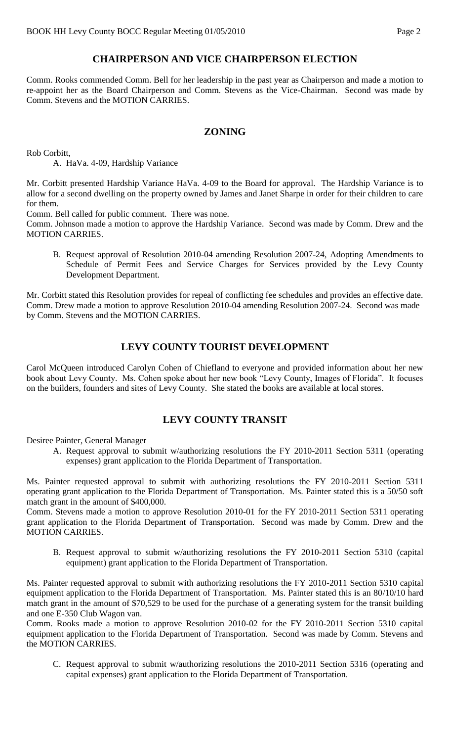## CHAIRPERSON AND VICE CHAIRPERSON ELECTION

Comm. Rooks commended Comm. Bell for her leadership in the past year as Chairperson and made a motion to re-appoint her as the Board Chairperson and Comm. Stevens as the Vice-Chairman. Second was made by Comm. Stevens and the MOTION CARRIES.

## ZONING

Rob Corbitt,

A. HaVa. 4-09, Hardship Variance

Mr. Corbitt presented Hardship Variance HaVa. 4-09 to the Board for approval. The Hardship Variance is to allow for a second dwelling on the property owned by James and Janet Sharpe in order for their children to care for them.

Comm. Bell called for public comment. There was none.

Comm. Johnson made a motion to approve the Hardship Variance. Second was made by Comm. Drew and the MOTION CARRIES.

B. Request approval of Resolution 2010-04 amending Resolution 2007-24, Adopting Amendments to Schedule of Permit Fees and Service Charges for Services provided by the Levy County Development Department.

Mr. Corbitt stated this Resolution provides for repeal of conflicting fee schedules and provides an effective date.

Comm. Drew made a motion to approve Resolution 2010-04 amending Resolution 2007-24. Second was made by Comm. Stevens and the MOTION CARRIES.

## LEVY COUNTY TOURIST DEVELOPMENT

Carol McQueen introduced Carolyn Cohen of Chiefland to everyone and provided information about her new book about Levy County. Ms. Cohen spoke about her new book "Levy County, Images of Florida". It focuses on the builders, founders and sites of Levy County. She stated the books are available at local stores.

## LEVY COUNTY TRANSIT

Desiree Painter, General Manager

A. Request approval to submit w/authorizing resolutions the FY 2010-2011 Section 5311 (operating expenses) grant application to the Florida Department of Transportation.

Ms. Painter requested approval to submit with authorizing resolutions the FY 2010-2011 Section 5311 operating grant application to the Florida Department of Transportation. Ms. Painter stated this is a 50/50 soft match grant in the amount of $400,000.

Comm. Stevens made a motion to approve Resolution 2010-01 for the FY 2010-2011 Section 5311 operating grant application to the Florida Department of Transportation. Second was made by Comm. Drew and the MOTION CARRIES.

B. Request approval to submit w/authorizing resolutions the FY 2010-2011 Section 5310 (capital equipment) grant application to the Florida Department of Transportation.

Ms. Painter requested approval to submit with authorizing resolutions the FY 2010-2011 Section 5310 capital equipment application to the Florida Department of Transportation. Ms. Painter stated this is an 80/10/10 hard match grant in the amount of $70,529 to be used for the purchase of a generating system for the transit building and one E-350 Club Wagon van.

Comm. Rooks made a motion to approve Resolution 2010-02 for the FY 2010-2011 Section 5310 capital equipment application to the Florida Department of Transportation. Second was made by Comm. Stevens and the MOTION CARRIES.

C. Request approval to submit w/authorizing resolutions the 2010-2011 Section 5316 (operating and capital expenses) grant application to the Florida Department of Transportation.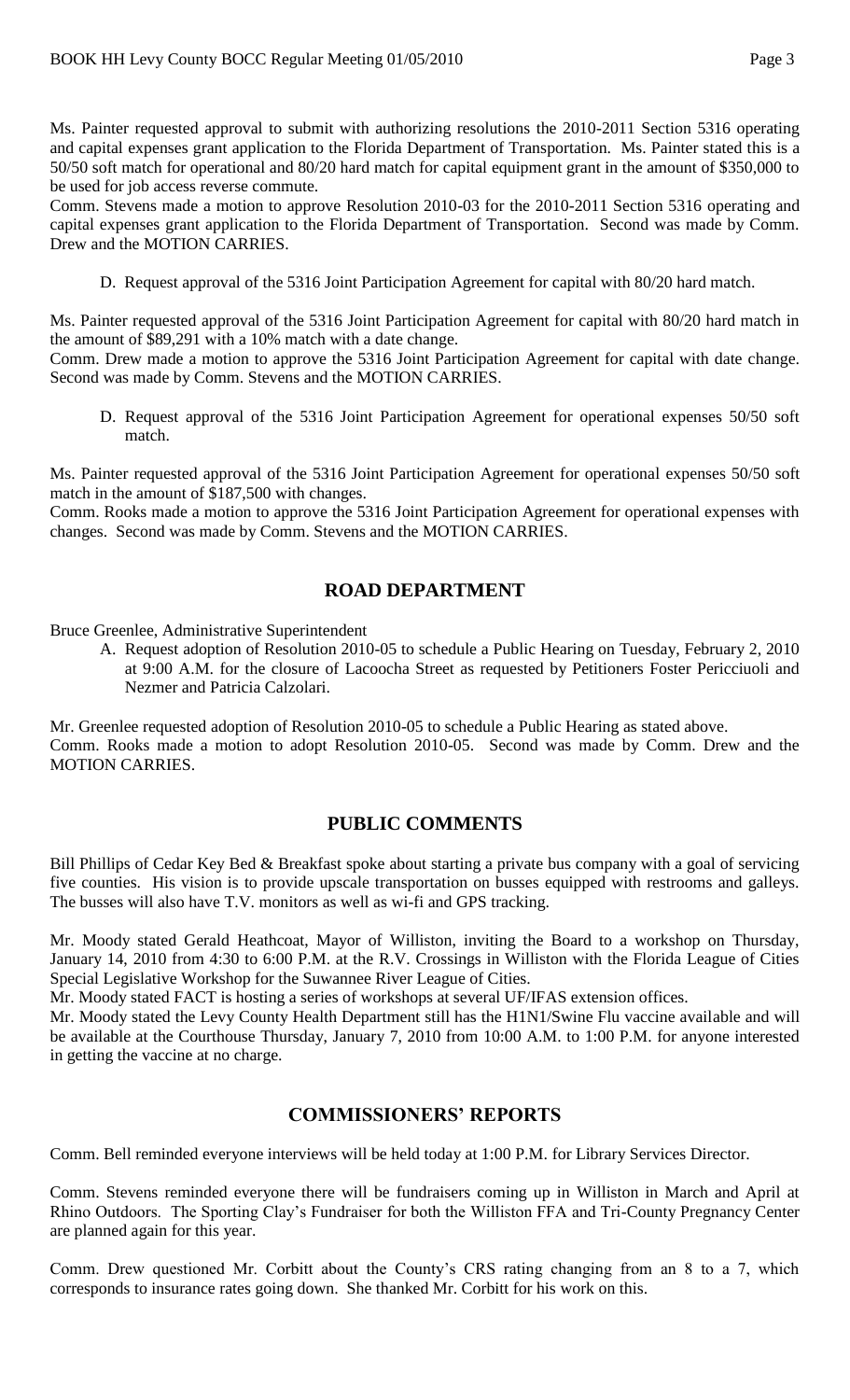Ms. Painter requested approval to submit with authorizing resolutions the 2010-2011 Section 5316 operating and capital expenses grant application to the Florida Department of Transportation. Ms. Painter stated this is a 50/50 soft match for operational and 80/20 hard match for capital equipment grant in the amount of $350,000 to be used for job access reverse commute.

Comm. Stevens made a motion to approve Resolution 2010-03 for the 2010-2011 Section 5316 operating and capital expenses grant application to the Florida Department of Transportation. Second was made by Comm. Drew and the MOTION CARRIES.

D. Request approval of the 5316 Joint Participation Agreement for capital with 80/20 hard match.

Ms. Painter requested approval of the 5316 Joint Participation Agreement for capital with 80/20 hard match in the amount of $89,291 with a 10% match with a date change.

Comm. Drew made a motion to approve the 5316 Joint Participation Agreement for capital with date change. Second was made by Comm. Stevens and the MOTION CARRIES.

D. Request approval of the 5316 Joint Participation Agreement for operational expenses 50/50 soft match.

Ms. Painter requested approval of the 5316 Joint Participation Agreement for operational expenses 50/50 soft match in the amount of $187,500 with changes.

Comm. Rooks made a motion to approve the 5316 Joint Participation Agreement for operational expenses with changes. Second was made by Comm. Stevens and the MOTION CARRIES.

## ROAD DEPARTMENT

Bruce Greenlee, Administrative Superintendent

A. Request adoption of Resolution 2010-05 to schedule a Public Hearing on Tuesday, February 2, 2010 at 9:00 A.M. for the closure of Lacoocha Street as requested by Petitioners Foster Pericciuoli and Nezmer and Patricia Calzolari.

Mr. Greenlee requested adoption of Resolution 2010-05 to schedule a Public Hearing as stated above.

Comm. Rooks made a motion to adopt Resolution 2010-05. Second was made by Comm. Drew and the MOTION CARRIES.

## PUBLIC COMMENTS

Bill Phillips of Cedar Key Bed & Breakfast spoke about starting a private bus company with a goal of servicing five counties. His vision is to provide upscale transportation on busses equipped with restrooms and galleys. The busses will also have T.V. monitors as well as wi-fi and GPS tracking.

Mr. Moody stated Gerald Heathcoat, Mayor of Williston, inviting the Board to a workshop on Thursday, January 14, 2010 from 4:30 to 6:00 P.M. at the R.V. Crossings in Williston with the Florida League of Cities Special Legislative Workshop for the Suwannee River League of Cities.

Mr. Moody stated FACT is hosting a series of workshops at several UF/IFAS extension offices.

Mr. Moody stated the Levy County Health Department still has the H1N1/Swine Flu vaccine available and will be available at the Courthouse Thursday, January 7, 2010 from 10:00 A.M. to 1:00 P.M. for anyone interested in getting the vaccine at no charge.

## COMMISSIONERS' REPORTS

Comm. Bell reminded everyone interviews will be held today at 1:00 P.M. for Library Services Director.

Comm. Stevens reminded everyone there will be fundraisers coming up in Williston in March and April at Rhino Outdoors. The Sporting Clay's Fundraiser for both the Williston FFA and Tri-County Pregnancy Center are planned again for this year.

Comm. Drew questioned Mr. Corbitt about the County's CRS rating changing from an 8 to a 7, which corresponds to insurance rates going down. She thanked Mr. Corbitt for his work on this.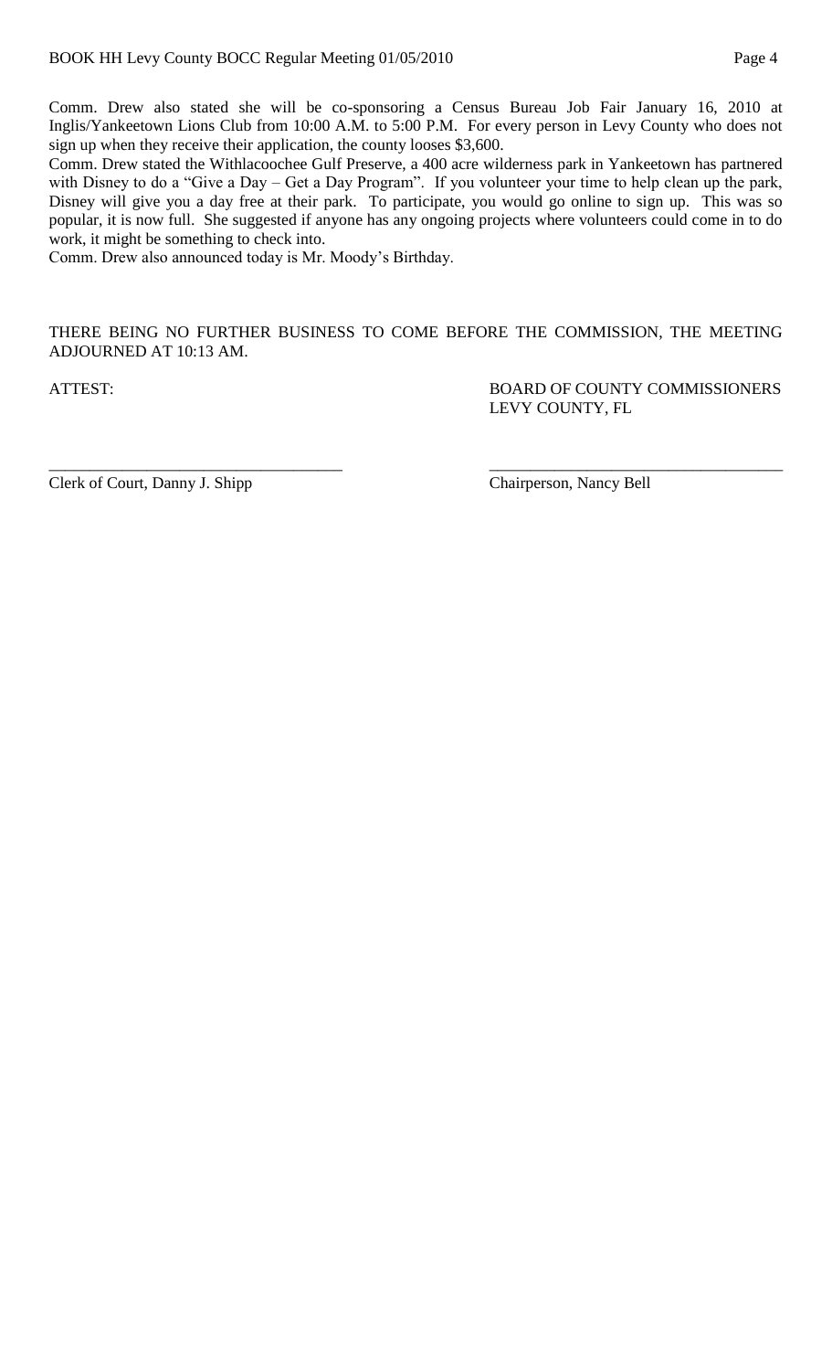Comm. Drew also stated she will be co-sponsoring a Census Bureau Job Fair January 16, 2010 at Inglis/Yankeetown Lions Club from 10:00 A.M. to 5:00 P.M. For every person in Levy County who does not sign up when they receive their application, the county looses $3,600.

Comm. Drew stated the Withlacoochee Gulf Preserve, a 400 acre wilderness park in Yankeetown has partnered with Disney to do a "Give a Day – Get a Day Program". If you volunteer your time to help clean up the park, Disney will give you a day free at their park. To participate, you would go online to sign up. This was so popular, it is now full. She suggested if anyone has any ongoing projects where volunteers could come in to do work, it might be something to check into.

Comm. Drew also announced today is Mr. Moody's Birthday.

THERE BEING NO FURTHER BUSINESS TO COME BEFORE THE COMMISSION, THE MEETING ADJOURNED AT 10:13 AM.

ATTEST:

BOARD OF COUNTY COMMISSIONERS
LEVY COUNTY, FL

\_\_\_\_\_\_\_\_\_\_\_\_\_\_\_\_\_\_\_\_\_\_\_\_\_\_\_\_\_\_\_\_\_\_\_\_
Clerk of Court, Danny J. Shipp

\_\_\_\_\_\_\_\_\_\_\_\_\_\_\_\_\_\_\_\_\_\_\_\_\_\_\_\_\_\_\_\_\_\_\_\_
Chairperson, Nancy Bell